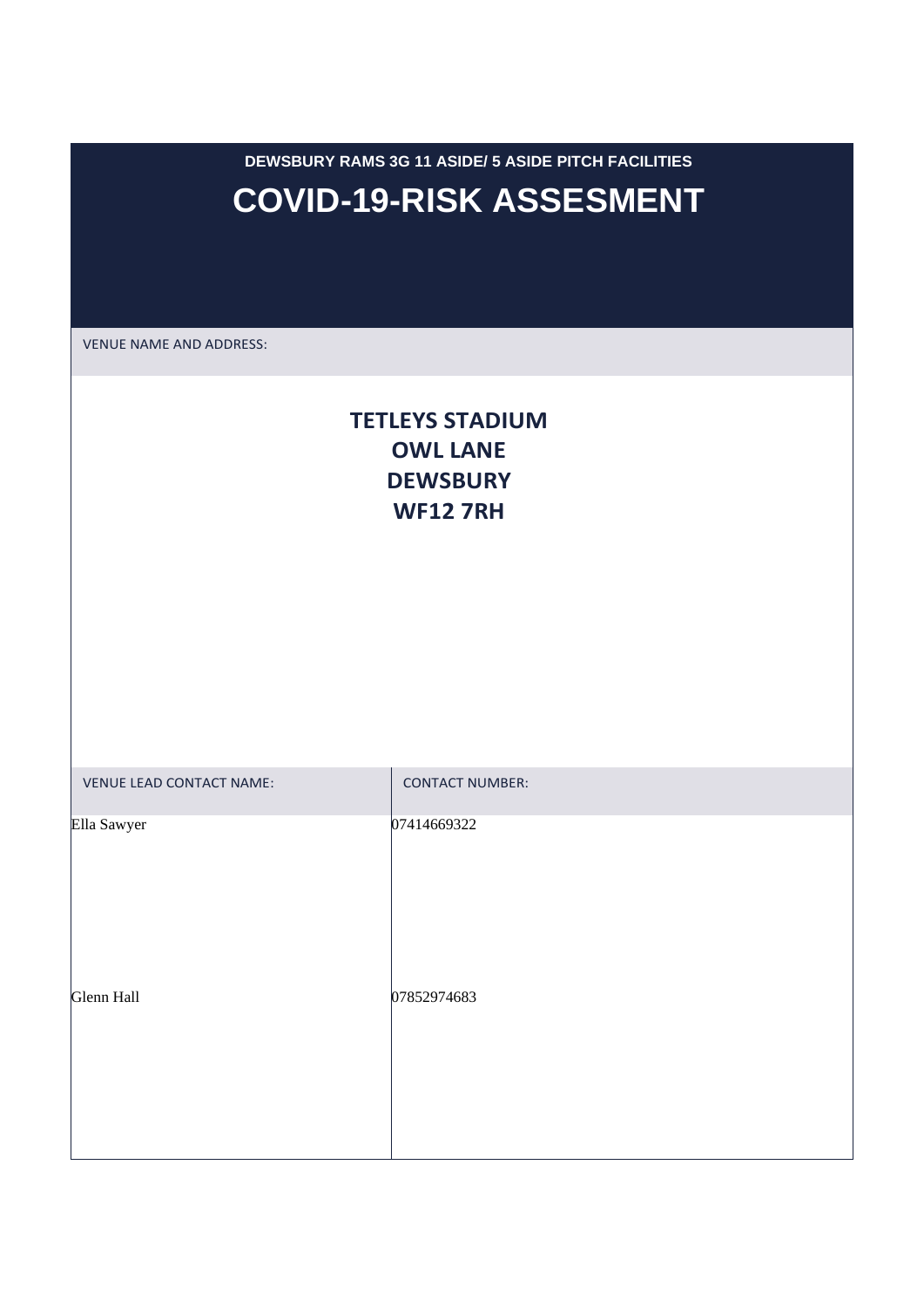DEWSBURY RAMS 3G 11 ASIDE/ 5 ASIDE PITCH FACILITIES

# COVID-19-RISK ASSESMENT

VENUE NAME AND ADDRESS:

**TETLEYS STADIUM**
**OWL LANE**
**DEWSBURY**
**WF12 7RH**

| VENUE LEAD CONTACT NAME: | CONTACT NUMBER: |
| --- | --- |
| Ella Sawyer | 07414669322 |
| Glenn Hall | 07852974683 |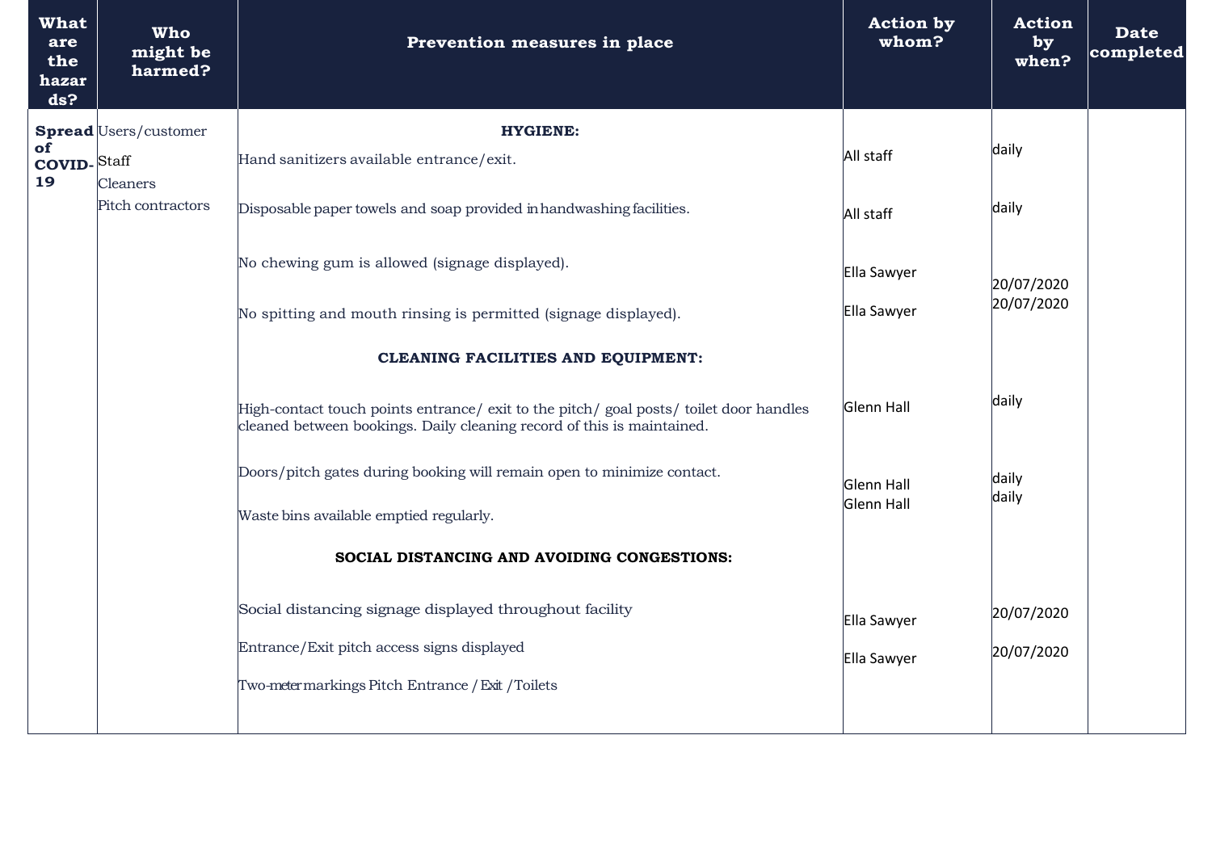| What are the hazards? | Who might be harmed? | Prevention measures in place | Action by whom? | Action by when? | Date completed |
|---|---|---|---|---|---|
| **Spread of COVID-19** | Users/customer<br>Staff<br>Cleaners<br>Pitch contractors | **HYGIENE:** | | | |
| | | Hand sanitizers available entrance/exit. | All staff | daily | |
| | | Disposable paper towels and soap provided in handwashing facilities. | All staff | daily | |
| | | No chewing gum is allowed (signage displayed). | Ella Sawyer | 20/07/2020 | |
| | | No spitting and mouth rinsing is permitted (signage displayed). | Ella Sawyer | 20/07/2020 | |
| | | **CLEANING FACILITIES AND EQUIPMENT:** | | | |
| | | High-contact touch points entrance/ exit to the pitch/ goal posts/ toilet door handles cleaned between bookings. Daily cleaning record of this is maintained. | Glenn Hall | daily | |
| | | Doors/pitch gates during booking will remain open to minimize contact. | Glenn Hall | daily | |
| | | Waste bins available emptied regularly. | Glenn Hall | daily | |
| | | **SOCIAL DISTANCING AND AVOIDING CONGESTIONS:** | | | |
| | | Social distancing signage displayed throughout facility | Ella Sawyer | 20/07/2020 | |
| | | Entrance/Exit pitch access signs displayed | Ella Sawyer | 20/07/2020 | |
| | | Two-meter markings Pitch Entrance / Exit / Toilets | | | |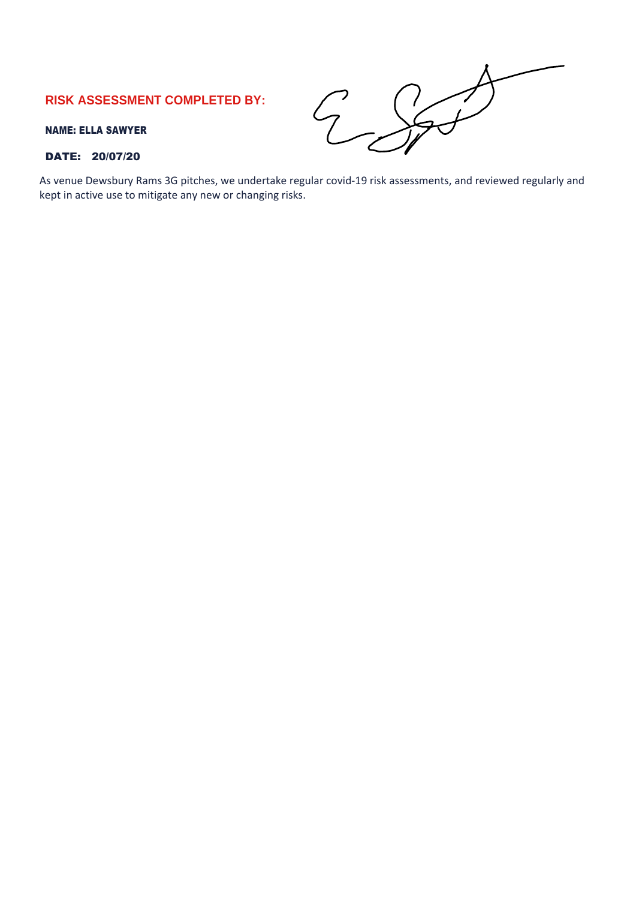**RISK ASSESSMENT COMPLETED BY:**

**NAME: ELLA SAWYER**

**DATE: 20/07/20**

As venue Dewsbury Rams 3G pitches, we undertake regular covid-19 risk assessments, and reviewed regularly and kept in active use to mitigate any new or changing risks.